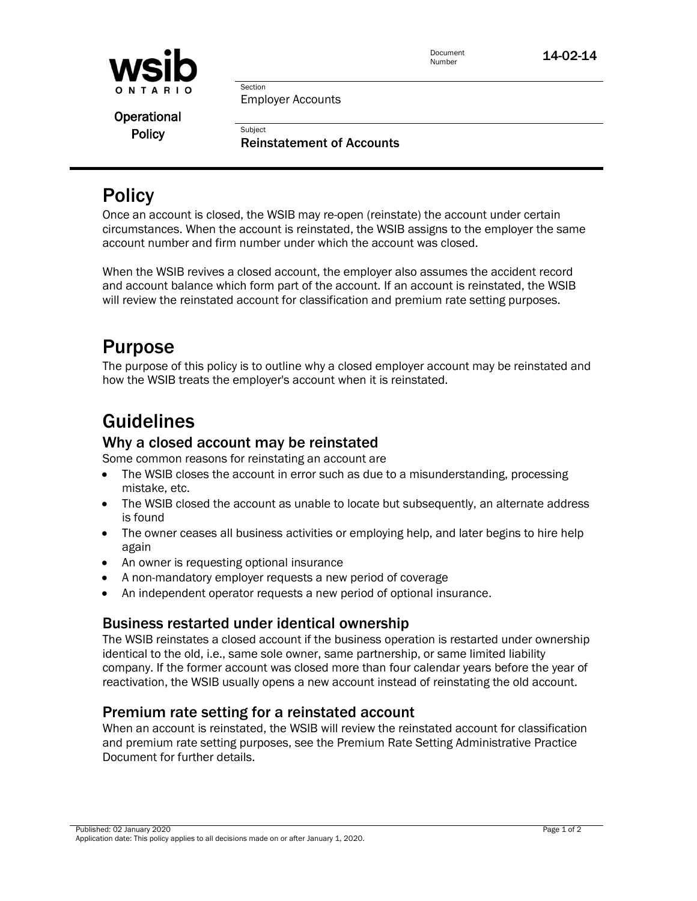Document Number 14-02-14

Section
Employer Accounts

Operational Policy

Subject
**Reinstatement of Accounts**

# Policy

Once an account is closed, the WSIB may re-open (reinstate) the account under certain circumstances. When the account is reinstated, the WSIB assigns to the employer the same account number and firm number under which the account was closed.

When the WSIB revives a closed account, the employer also assumes the accident record and account balance which form part of the account. If an account is reinstated, the WSIB will review the reinstated account for classification and premium rate setting purposes.

# Purpose

The purpose of this policy is to outline why a closed employer account may be reinstated and how the WSIB treats the employer's account when it is reinstated.

# Guidelines

## Why a closed account may be reinstated

Some common reasons for reinstating an account are

- The WSIB closes the account in error such as due to a misunderstanding, processing mistake, etc.
- The WSIB closed the account as unable to locate but subsequently, an alternate address is found
- The owner ceases all business activities or employing help, and later begins to hire help again
- An owner is requesting optional insurance
- A non-mandatory employer requests a new period of coverage
- An independent operator requests a new period of optional insurance.

## Business restarted under identical ownership

The WSIB reinstates a closed account if the business operation is restarted under ownership identical to the old, i.e., same sole owner, same partnership, or same limited liability company. If the former account was closed more than four calendar years before the year of reactivation, the WSIB usually opens a new account instead of reinstating the old account.

## Premium rate setting for a reinstated account

When an account is reinstated, the WSIB will review the reinstated account for classification and premium rate setting purposes, see the Premium Rate Setting Administrative Practice Document for further details.

Published: 02 January 2020
Application date: This policy applies to all decisions made on or after January 1, 2020.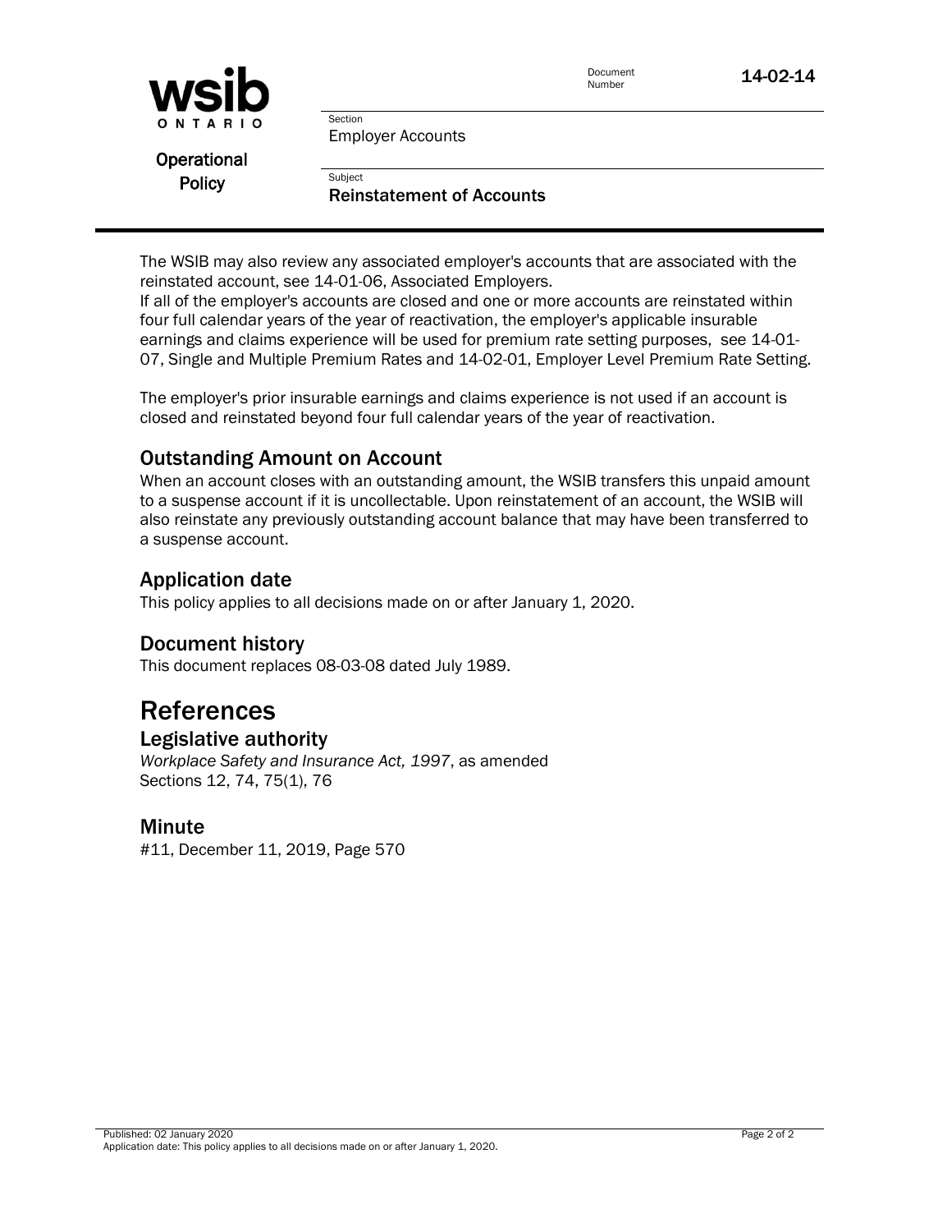The WSIB may also review any associated employer's accounts that are associated with the reinstated account, see 14-01-06, Associated Employers.

If all of the employer's accounts are closed and one or more accounts are reinstated within four full calendar years of the year of reactivation, the employer's applicable insurable earnings and claims experience will be used for premium rate setting purposes, see 14-01-07, Single and Multiple Premium Rates and 14-02-01, Employer Level Premium Rate Setting.

The employer's prior insurable earnings and claims experience is not used if an account is closed and reinstated beyond four full calendar years of the year of reactivation.

## Outstanding Amount on Account

When an account closes with an outstanding amount, the WSIB transfers this unpaid amount to a suspense account if it is uncollectable. Upon reinstatement of an account, the WSIB will also reinstate any previously outstanding account balance that may have been transferred to a suspense account.

## Application date

This policy applies to all decisions made on or after January 1, 2020.

## Document history

This document replaces 08-03-08 dated July 1989.

# References

## Legislative authority

*Workplace Safety and Insurance Act, 1997*, as amended
Sections 12, 74, 75(1), 76

## Minute

#11, December 11, 2019, Page 570